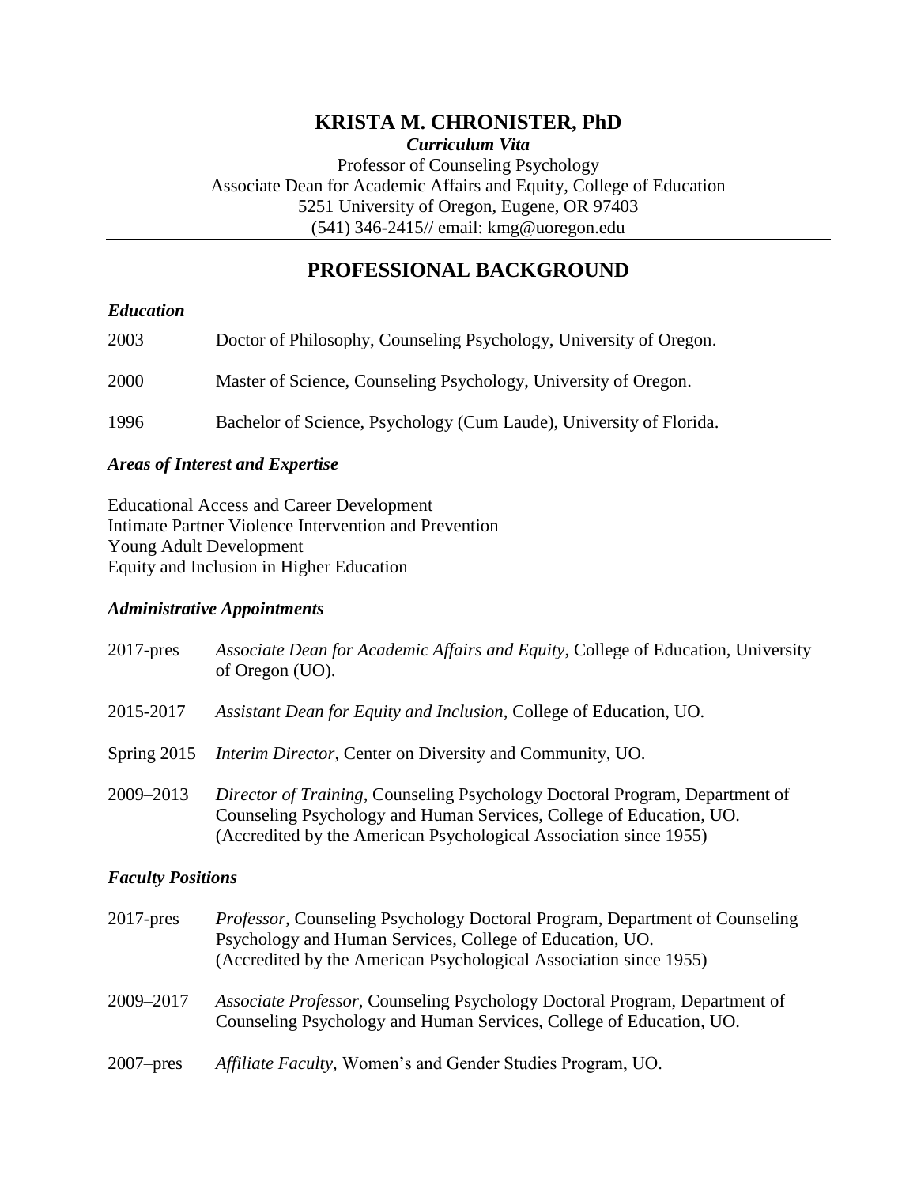# KRISTA M. CHRONISTER, PhD

***Curriculum Vita***

Professor of Counseling Psychology
Associate Dean for Academic Affairs and Equity, College of Education
5251 University of Oregon, Eugene, OR 97403
(541) 346-2415// email: kmg@uoregon.edu

## PROFESSIONAL BACKGROUND

### *Education*

2003 Doctor of Philosophy, Counseling Psychology, University of Oregon.

2000 Master of Science, Counseling Psychology, University of Oregon.

1996 Bachelor of Science, Psychology (Cum Laude), University of Florida.

### *Areas of Interest and Expertise*

Educational Access and Career Development
Intimate Partner Violence Intervention and Prevention
Young Adult Development
Equity and Inclusion in Higher Education

### *Administrative Appointments*

2017-pres *Associate Dean for Academic Affairs and Equity*, College of Education, University of Oregon (UO).

2015-2017 *Assistant Dean for Equity and Inclusion*, College of Education, UO.

Spring 2015 *Interim Director*, Center on Diversity and Community, UO.

2009–2013 *Director of Training*, Counseling Psychology Doctoral Program, Department of Counseling Psychology and Human Services, College of Education, UO. (Accredited by the American Psychological Association since 1955)

### *Faculty Positions*

2017-pres *Professor*, Counseling Psychology Doctoral Program, Department of Counseling Psychology and Human Services, College of Education, UO. (Accredited by the American Psychological Association since 1955)

2009–2017 *Associate Professor*, Counseling Psychology Doctoral Program, Department of Counseling Psychology and Human Services, College of Education, UO.

2007–pres *Affiliate Faculty*, Women's and Gender Studies Program, UO.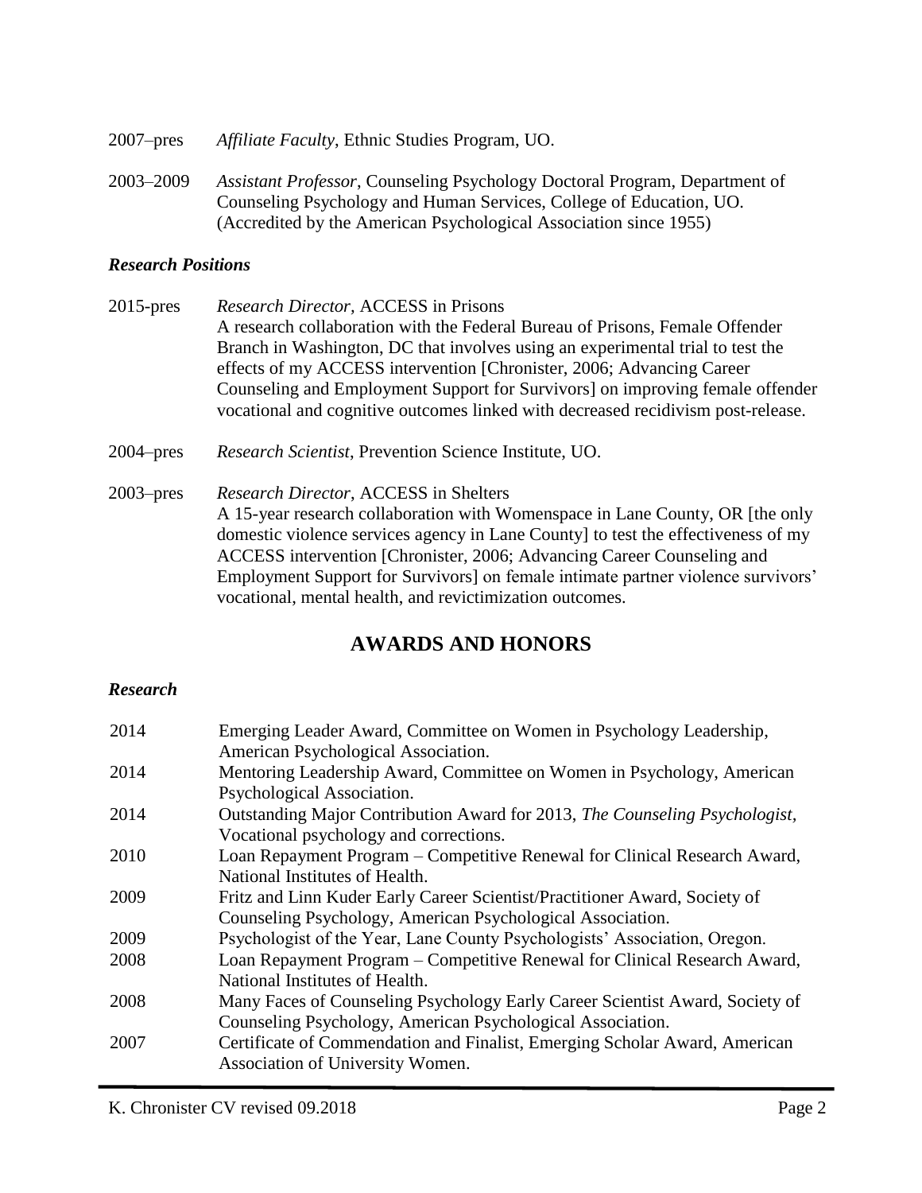2007–pres *Affiliate Faculty*, Ethnic Studies Program, UO.

2003–2009 *Assistant Professor*, Counseling Psychology Doctoral Program, Department of Counseling Psychology and Human Services, College of Education, UO. (Accredited by the American Psychological Association since 1955)

### *Research Positions*

2015-pres *Research Director,* ACCESS in Prisons
A research collaboration with the Federal Bureau of Prisons, Female Offender Branch in Washington, DC that involves using an experimental trial to test the effects of my ACCESS intervention [Chronister, 2006; Advancing Career Counseling and Employment Support for Survivors] on improving female offender vocational and cognitive outcomes linked with decreased recidivism post-release.

2004–pres *Research Scientist*, Prevention Science Institute, UO.

2003–pres *Research Director*, ACCESS in Shelters
A 15-year research collaboration with Womenspace in Lane County, OR [the only domestic violence services agency in Lane County] to test the effectiveness of my ACCESS intervention [Chronister, 2006; Advancing Career Counseling and Employment Support for Survivors] on female intimate partner violence survivors' vocational, mental health, and revictimization outcomes.

## AWARDS AND HONORS

### *Research*

2014 Emerging Leader Award, Committee on Women in Psychology Leadership, American Psychological Association.

2014 Mentoring Leadership Award, Committee on Women in Psychology, American Psychological Association.

2014 Outstanding Major Contribution Award for 2013, *The Counseling Psychologist*, Vocational psychology and corrections.

2010 Loan Repayment Program – Competitive Renewal for Clinical Research Award, National Institutes of Health.

2009 Fritz and Linn Kuder Early Career Scientist/Practitioner Award, Society of Counseling Psychology, American Psychological Association.

2009 Psychologist of the Year, Lane County Psychologists' Association, Oregon.

2008 Loan Repayment Program – Competitive Renewal for Clinical Research Award, National Institutes of Health.

2008 Many Faces of Counseling Psychology Early Career Scientist Award, Society of Counseling Psychology, American Psychological Association.

2007 Certificate of Commendation and Finalist, Emerging Scholar Award, American Association of University Women.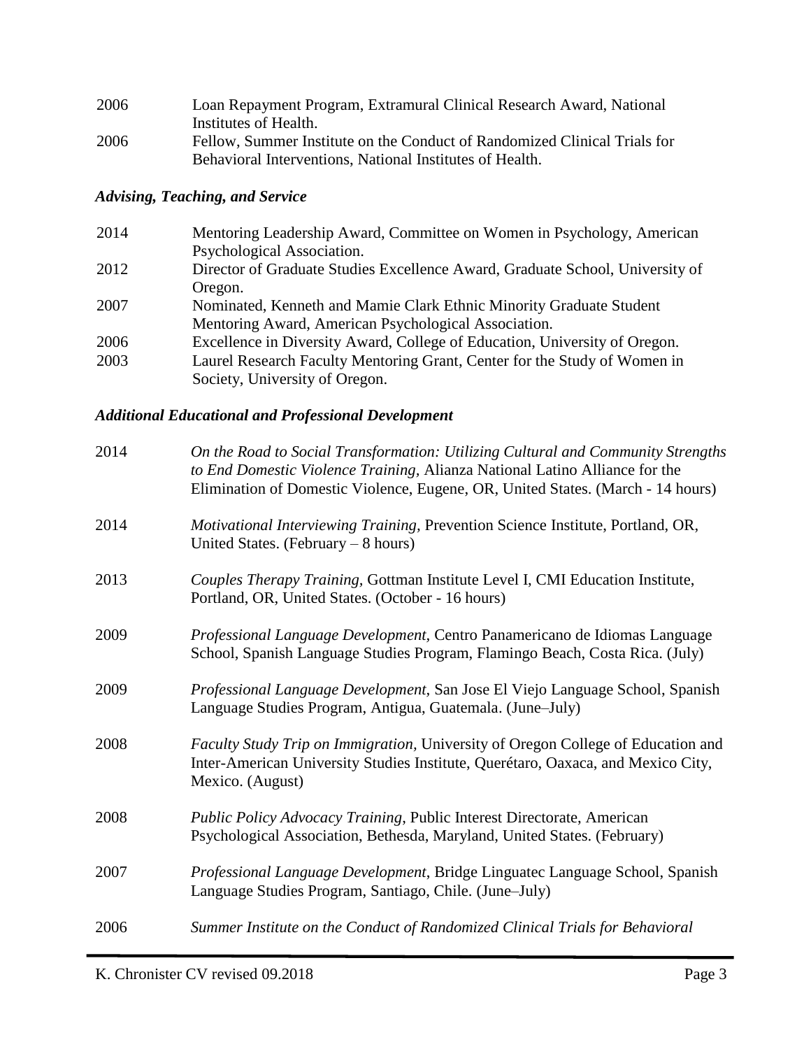2006 Loan Repayment Program, Extramural Clinical Research Award, National Institutes of Health.

2006 Fellow, Summer Institute on the Conduct of Randomized Clinical Trials for Behavioral Interventions, National Institutes of Health.

### *Advising, Teaching, and Service*

2014 Mentoring Leadership Award, Committee on Women in Psychology, American Psychological Association.

2012 Director of Graduate Studies Excellence Award, Graduate School, University of Oregon.

2007 Nominated, Kenneth and Mamie Clark Ethnic Minority Graduate Student Mentoring Award, American Psychological Association.

2006 Excellence in Diversity Award, College of Education, University of Oregon.

2003 Laurel Research Faculty Mentoring Grant, Center for the Study of Women in Society, University of Oregon.

### *Additional Educational and Professional Development*

2014 *On the Road to Social Transformation: Utilizing Cultural and Community Strengths to End Domestic Violence Training,* Alianza National Latino Alliance for the Elimination of Domestic Violence, Eugene, OR, United States. (March - 14 hours)

2014 *Motivational Interviewing Training,* Prevention Science Institute, Portland, OR, United States. (February – 8 hours)

2013 *Couples Therapy Training,* Gottman Institute Level I, CMI Education Institute, Portland, OR, United States. (October - 16 hours)

2009 *Professional Language Development,* Centro Panamericano de Idiomas Language School, Spanish Language Studies Program, Flamingo Beach, Costa Rica. (July)

2009 *Professional Language Development,* San Jose El Viejo Language School, Spanish Language Studies Program, Antigua, Guatemala. (June–July)

2008 *Faculty Study Trip on Immigration,* University of Oregon College of Education and Inter-American University Studies Institute, Querétaro, Oaxaca, and Mexico City, Mexico. (August)

2008 *Public Policy Advocacy Training*, Public Interest Directorate, American Psychological Association, Bethesda, Maryland, United States. (February)

2007 *Professional Language Development*, Bridge Linguatec Language School, Spanish Language Studies Program, Santiago, Chile. (June–July)

2006 *Summer Institute on the Conduct of Randomized Clinical Trials for Behavioral*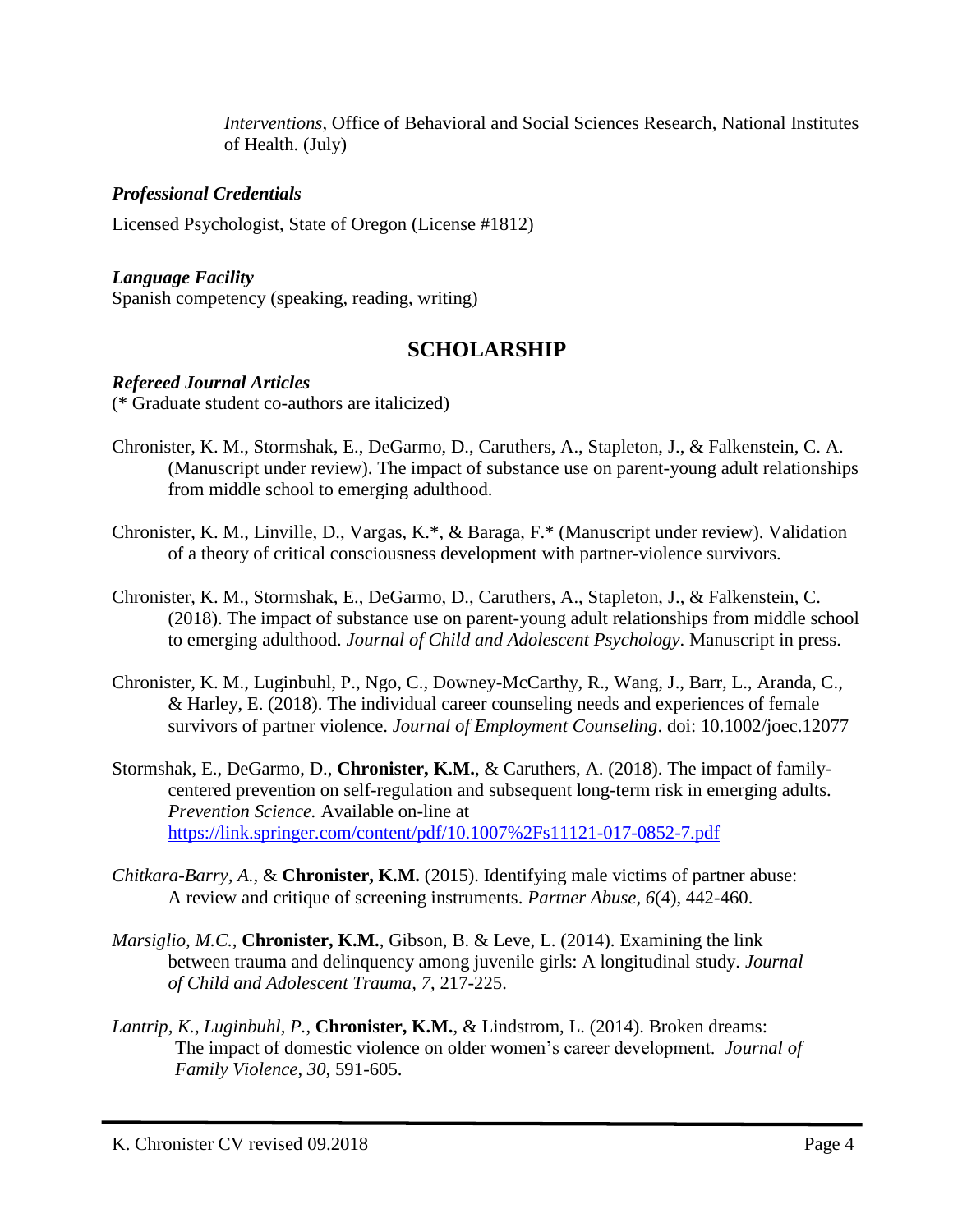*Interventions*, Office of Behavioral and Social Sciences Research, National Institutes of Health. (July)

***Professional Credentials***

Licensed Psychologist, State of Oregon (License #1812)

***Language Facility***

Spanish competency (speaking, reading, writing)

## SCHOLARSHIP

***Refereed Journal Articles***

(* Graduate student co-authors are italicized)

Chronister, K. M., Stormshak, E., DeGarmo, D., Caruthers, A., Stapleton, J., & Falkenstein, C. A. (Manuscript under review). The impact of substance use on parent-young adult relationships from middle school to emerging adulthood.

Chronister, K. M., Linville, D., Vargas, K.*, & Baraga, F.* (Manuscript under review). Validation of a theory of critical consciousness development with partner-violence survivors.

Chronister, K. M., Stormshak, E., DeGarmo, D., Caruthers, A., Stapleton, J., & Falkenstein, C. (2018). The impact of substance use on parent-young adult relationships from middle school to emerging adulthood. *Journal of Child and Adolescent Psychology*. Manuscript in press.

Chronister, K. M., Luginbuhl, P., Ngo, C., Downey-McCarthy, R., Wang, J., Barr, L., Aranda, C., & Harley, E. (2018). The individual career counseling needs and experiences of female survivors of partner violence. *Journal of Employment Counseling*. doi: 10.1002/joec.12077

Stormshak, E., DeGarmo, D., **Chronister, K.M.**, & Caruthers, A. (2018). The impact of family-centered prevention on self-regulation and subsequent long-term risk in emerging adults. *Prevention Science.* Available on-line at https://link.springer.com/content/pdf/10.1007%2Fs11121-017-0852-7.pdf

*Chitkara-Barry, A.*, & **Chronister, K.M.** (2015). Identifying male victims of partner abuse: A review and critique of screening instruments. *Partner Abuse, 6*(4), 442-460.

*Marsiglio, M.C.*, **Chronister, K.M.**, Gibson, B. & Leve, L. (2014). Examining the link between trauma and delinquency among juvenile girls: A longitudinal study. *Journal of Child and Adolescent Trauma, 7*, 217-225.

*Lantrip, K., Luginbuhl, P.*, **Chronister, K.M.**, & Lindstrom, L. (2014). Broken dreams: The impact of domestic violence on older women's career development. *Journal of Family Violence, 30*, 591-605.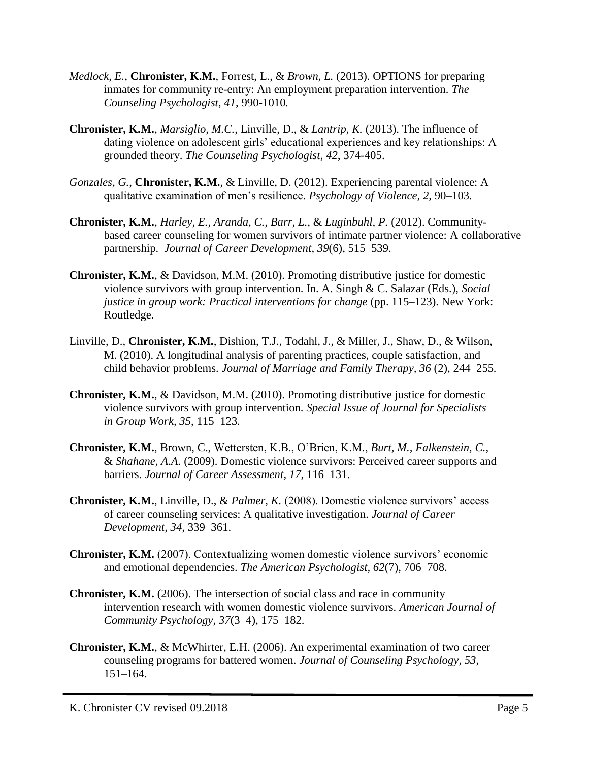*Medlock, E.*, **Chronister, K.M.**, Forrest, L., & *Brown, L.* (2013). OPTIONS for preparing inmates for community re-entry: An employment preparation intervention. *The Counseling Psychologist*, *41*, 990-1010.

**Chronister, K.M.**, *Marsiglio, M.C.*, Linville, D., & *Lantrip, K.* (2013). The influence of dating violence on adolescent girls' educational experiences and key relationships: A grounded theory. *The Counseling Psychologist*, *42*, 374-405.

*Gonzales, G.*, **Chronister, K.M.**, & Linville, D. (2012). Experiencing parental violence: A qualitative examination of men's resilience. *Psychology of Violence, 2,* 90–103.

**Chronister, K.M.**, *Harley, E., Aranda, C., Barr, L.,* & *Luginbuhl, P.* (2012). Community-based career counseling for women survivors of intimate partner violence: A collaborative partnership. *Journal of Career Development*, *39*(6), 515–539.

**Chronister, K.M.**, & Davidson, M.M. (2010). Promoting distributive justice for domestic violence survivors with group intervention. In. A. Singh & C. Salazar (Eds.), *Social justice in group work: Practical interventions for change* (pp. 115–123). New York: Routledge.

Linville, D., **Chronister, K.M.**, Dishion, T.J., Todahl, J., & Miller, J., Shaw, D., & Wilson, M. (2010). A longitudinal analysis of parenting practices, couple satisfaction, and child behavior problems. *Journal of Marriage and Family Therapy, 36* (2), 244–255.

**Chronister, K.M.**, & Davidson, M.M. (2010). Promoting distributive justice for domestic violence survivors with group intervention. *Special Issue of Journal for Specialists in Group Work, 35*, 115–123.

**Chronister, K.M.**, Brown, C., Wettersten, K.B., O'Brien, K.M., *Burt, M., Falkenstein, C.,* & *Shahane, A.A.* (2009). Domestic violence survivors: Perceived career supports and barriers. *Journal of Career Assessment*, *17*, 116–131.

**Chronister, K.M.**, Linville, D., & *Palmer, K.* (2008). Domestic violence survivors' access of career counseling services: A qualitative investigation. *Journal of Career Development*, *34*, 339–361.

**Chronister, K.M.** (2007). Contextualizing women domestic violence survivors' economic and emotional dependencies. *The American Psychologist*, *62*(7), 706–708.

**Chronister, K.M.** (2006). The intersection of social class and race in community intervention research with women domestic violence survivors. *American Journal of Community Psychology*, *37*(3–4), 175–182.

**Chronister, K.M.**, & McWhirter, E.H. (2006). An experimental examination of two career counseling programs for battered women. *Journal of Counseling Psychology, 53*, 151–164.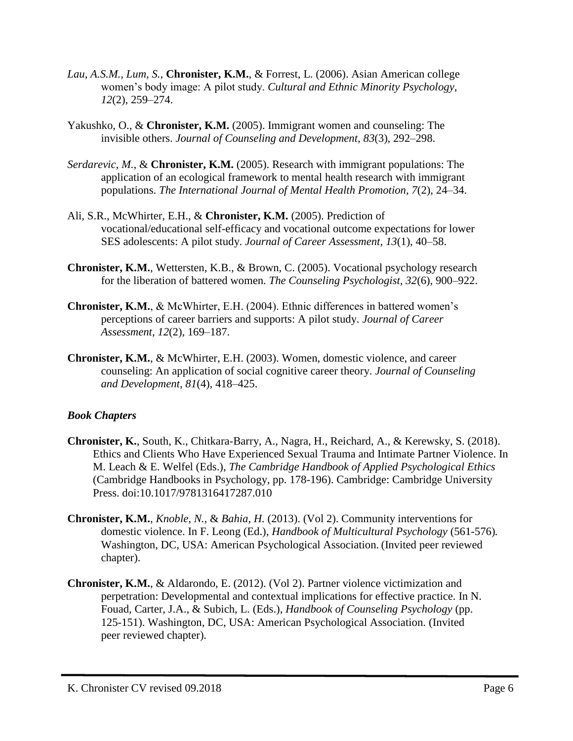*Lau, A.S.M., Lum, S.*, **Chronister, K.M.**, & Forrest, L. (2006). Asian American college women's body image: A pilot study. *Cultural and Ethnic Minority Psychology, 12*(2), 259–274.

Yakushko, O., & **Chronister, K.M.** (2005). Immigrant women and counseling: The invisible others. *Journal of Counseling and Development, 83*(3), 292–298.

*Serdarevic, M.*, & **Chronister, K.M.** (2005). Research with immigrant populations: The application of an ecological framework to mental health research with immigrant populations. *The International Journal of Mental Health Promotion, 7*(2), 24–34.

Ali, S.R., McWhirter, E.H., & **Chronister, K.M.** (2005). Prediction of vocational/educational self-efficacy and vocational outcome expectations for lower SES adolescents: A pilot study. *Journal of Career Assessment, 13*(1), 40–58.

**Chronister, K.M.**, Wettersten, K.B., & Brown, C. (2005). Vocational psychology research for the liberation of battered women. *The Counseling Psychologist, 32*(6), 900–922.

**Chronister, K.M.**, & McWhirter, E.H. (2004). Ethnic differences in battered women's perceptions of career barriers and supports: A pilot study. *Journal of Career Assessment*, *12*(2), 169–187.

**Chronister, K.M.**, & McWhirter, E.H. (2003). Women, domestic violence, and career counseling: An application of social cognitive career theory. *Journal of Counseling and Development, 81*(4), 418–425.

### *Book Chapters*

**Chronister, K.**, South, K., Chitkara-Barry, A., Nagra, H., Reichard, A., & Kerewsky, S. (2018). Ethics and Clients Who Have Experienced Sexual Trauma and Intimate Partner Violence. In M. Leach & E. Welfel (Eds.), *The Cambridge Handbook of Applied Psychological Ethics* (Cambridge Handbooks in Psychology, pp. 178-196). Cambridge: Cambridge University Press. doi:10.1017/9781316417287.010

**Chronister, K.M.**, *Knoble, N.*, & *Bahia, H.* (2013). (Vol 2). Community interventions for domestic violence. In F. Leong (Ed.), *Handbook of Multicultural Psychology* (561-576)*.* Washington, DC, USA: American Psychological Association. (Invited peer reviewed chapter).

**Chronister, K.M.**, & Aldarondo, E. (2012). (Vol 2). Partner violence victimization and perpetration: Developmental and contextual implications for effective practice. In N. Fouad, Carter, J.A., & Subich, L. (Eds.), *Handbook of Counseling Psychology* (pp. 125-151). Washington, DC, USA: American Psychological Association. (Invited peer reviewed chapter).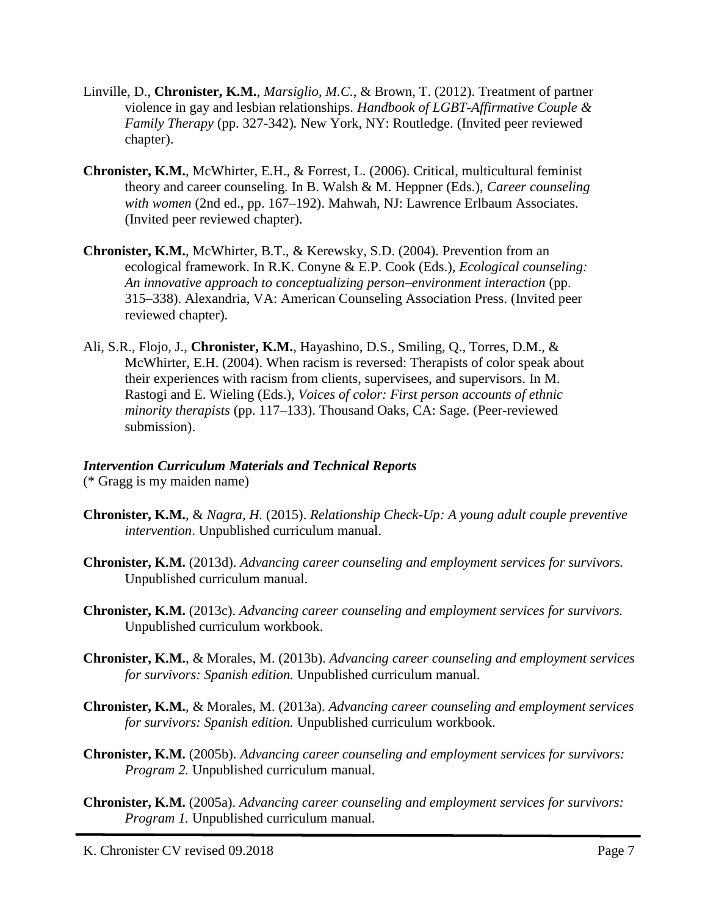Linville, D., **Chronister, K.M.**, *Marsiglio, M.C.*, & Brown, T. (2012). Treatment of partner violence in gay and lesbian relationships. *Handbook of LGBT-Affirmative Couple & Family Therapy* (pp. 327-342)*.* New York, NY: Routledge. (Invited peer reviewed chapter).

**Chronister, K.M.**, McWhirter, E.H., & Forrest, L. (2006). Critical, multicultural feminist theory and career counseling. In B. Walsh & M. Heppner (Eds.), *Career counseling with women* (2nd ed., pp. 167–192). Mahwah, NJ: Lawrence Erlbaum Associates. (Invited peer reviewed chapter).

**Chronister, K.M.**, McWhirter, B.T., & Kerewsky, S.D. (2004). Prevention from an ecological framework. In R.K. Conyne & E.P. Cook (Eds.), *Ecological counseling: An innovative approach to conceptualizing person–environment interaction* (pp. 315–338). Alexandria, VA: American Counseling Association Press. (Invited peer reviewed chapter).

Ali, S.R., Flojo, J., **Chronister, K.M.**, Hayashino, D.S., Smiling, Q., Torres, D.M., & McWhirter, E.H. (2004). When racism is reversed: Therapists of color speak about their experiences with racism from clients, supervisees, and supervisors. In M. Rastogi and E. Wieling (Eds.), *Voices of color: First person accounts of ethnic minority therapists* (pp. 117–133). Thousand Oaks, CA: Sage. (Peer-reviewed submission).

***Intervention Curriculum Materials and Technical Reports***

(* Gragg is my maiden name)

**Chronister, K.M.**, & *Nagra, H.* (2015). *Relationship Check-Up: A young adult couple preventive intervention*. Unpublished curriculum manual.

**Chronister, K.M.** (2013d). *Advancing career counseling and employment services for survivors.* Unpublished curriculum manual.

**Chronister, K.M.** (2013c). *Advancing career counseling and employment services for survivors.* Unpublished curriculum workbook.

**Chronister, K.M.**, & Morales, M. (2013b). *Advancing career counseling and employment services for survivors: Spanish edition.* Unpublished curriculum manual.

**Chronister, K.M.**, & Morales, M. (2013a). *Advancing career counseling and employment services for survivors: Spanish edition.* Unpublished curriculum workbook.

**Chronister, K.M.** (2005b). *Advancing career counseling and employment services for survivors: Program 2.* Unpublished curriculum manual.

**Chronister, K.M.** (2005a). *Advancing career counseling and employment services for survivors: Program 1.* Unpublished curriculum manual.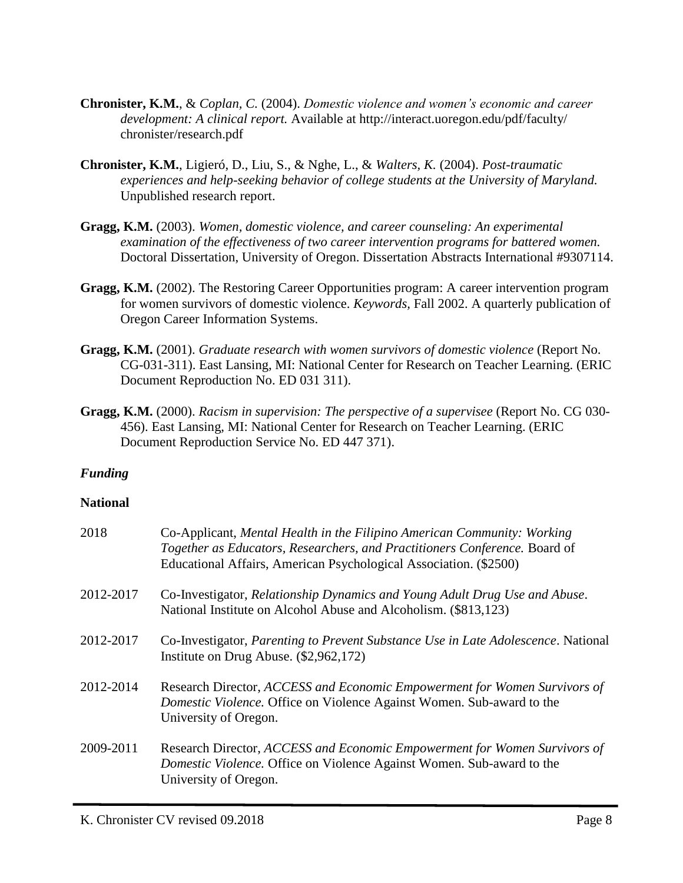**Chronister, K.M.**, & *Coplan, C.* (2004). *Domestic violence and women's economic and career development: A clinical report.* Available at http://interact.uoregon.edu/pdf/faculty/chronister/research.pdf

**Chronister, K.M.**, Ligieró, D., Liu, S., & Nghe, L., & *Walters, K.* (2004). *Post-traumatic experiences and help-seeking behavior of college students at the University of Maryland.* Unpublished research report.

**Gragg, K.M.** (2003). *Women, domestic violence, and career counseling: An experimental examination of the effectiveness of two career intervention programs for battered women.* Doctoral Dissertation, University of Oregon. Dissertation Abstracts International #9307114.

**Gragg, K.M.** (2002). The Restoring Career Opportunities program: A career intervention program for women survivors of domestic violence. *Keywords,* Fall 2002. A quarterly publication of Oregon Career Information Systems.

**Gragg, K.M.** (2001). *Graduate research with women survivors of domestic violence* (Report No. CG-031-311). East Lansing, MI: National Center for Research on Teacher Learning. (ERIC Document Reproduction No. ED 031 311).

**Gragg, K.M.** (2000). *Racism in supervision: The perspective of a supervisee* (Report No. CG 030-456). East Lansing, MI: National Center for Research on Teacher Learning. (ERIC Document Reproduction Service No. ED 447 371).

### *Funding*

**National**

2018 — Co-Applicant, *Mental Health in the Filipino American Community: Working Together as Educators, Researchers, and Practitioners Conference.* Board of Educational Affairs, American Psychological Association. ($2500)

2012-2017 — Co-Investigator, *Relationship Dynamics and Young Adult Drug Use and Abuse*. National Institute on Alcohol Abuse and Alcoholism. ($813,123)

2012-2017 — Co-Investigator, *Parenting to Prevent Substance Use in Late Adolescence*. National Institute on Drug Abuse. ($2,962,172)

2012-2014 — Research Director, *ACCESS and Economic Empowerment for Women Survivors of Domestic Violence.* Office on Violence Against Women. Sub-award to the University of Oregon.

2009-2011 — Research Director, *ACCESS and Economic Empowerment for Women Survivors of Domestic Violence.* Office on Violence Against Women. Sub-award to the University of Oregon.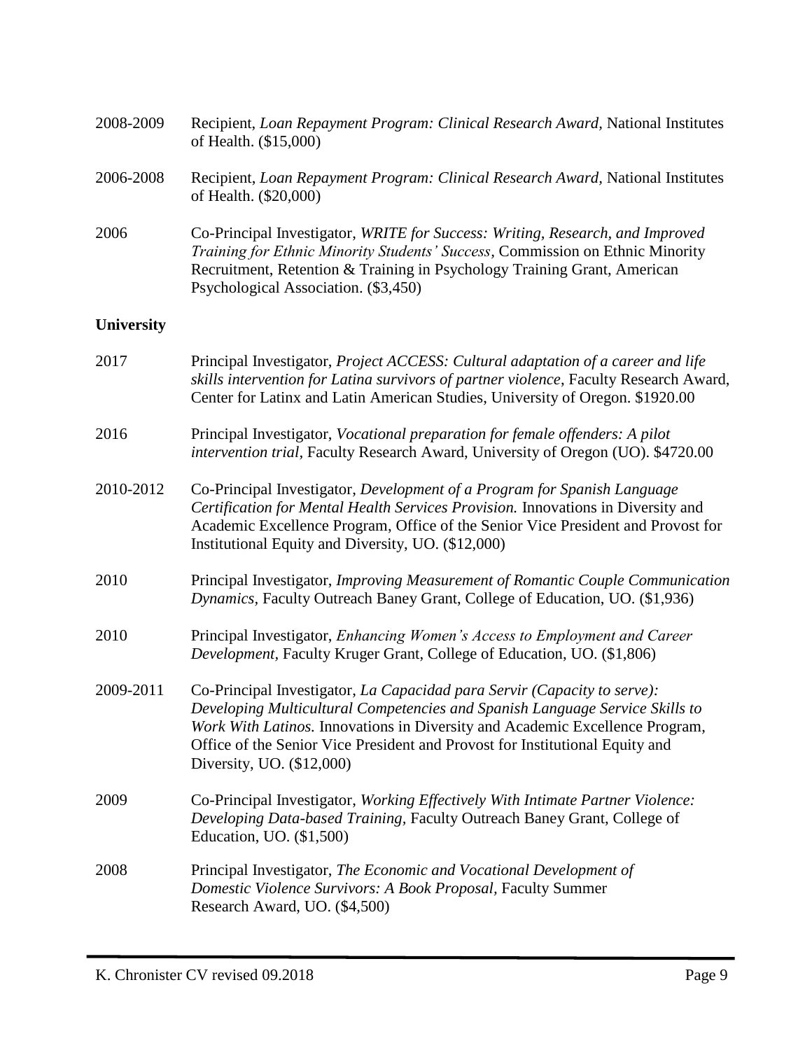2008-2009 Recipient, *Loan Repayment Program: Clinical Research Award,* National Institutes of Health. ($15,000)

2006-2008 Recipient, *Loan Repayment Program: Clinical Research Award,* National Institutes of Health. ($20,000)

2006 Co-Principal Investigator, *WRITE for Success: Writing, Research, and Improved Training for Ethnic Minority Students' Success*, Commission on Ethnic Minority Recruitment, Retention & Training in Psychology Training Grant, American Psychological Association. ($3,450)

**University**

2017 Principal Investigator, *Project ACCESS: Cultural adaptation of a career and life skills intervention for Latina survivors of partner violence*, Faculty Research Award, Center for Latinx and Latin American Studies, University of Oregon. $1920.00

2016 Principal Investigator, *Vocational preparation for female offenders: A pilot intervention trial*, Faculty Research Award, University of Oregon (UO). $4720.00

2010-2012 Co-Principal Investigator, *Development of a Program for Spanish Language Certification for Mental Health Services Provision.* Innovations in Diversity and Academic Excellence Program, Office of the Senior Vice President and Provost for Institutional Equity and Diversity, UO. ($12,000)

2010 Principal Investigator, *Improving Measurement of Romantic Couple Communication Dynamics*, Faculty Outreach Baney Grant, College of Education, UO. ($1,936)

2010 Principal Investigator, *Enhancing Women's Access to Employment and Career Development,* Faculty Kruger Grant, College of Education, UO. ($1,806)

2009-2011 Co-Principal Investigator, *La Capacidad para Servir (Capacity to serve): Developing Multicultural Competencies and Spanish Language Service Skills to Work With Latinos.* Innovations in Diversity and Academic Excellence Program, Office of the Senior Vice President and Provost for Institutional Equity and Diversity, UO. ($12,000)

2009 Co-Principal Investigator, *Working Effectively With Intimate Partner Violence: Developing Data-based Training*, Faculty Outreach Baney Grant, College of Education, UO. ($1,500)

2008 Principal Investigator, *The Economic and Vocational Development of Domestic Violence Survivors: A Book Proposal*, Faculty Summer Research Award, UO. ($4,500)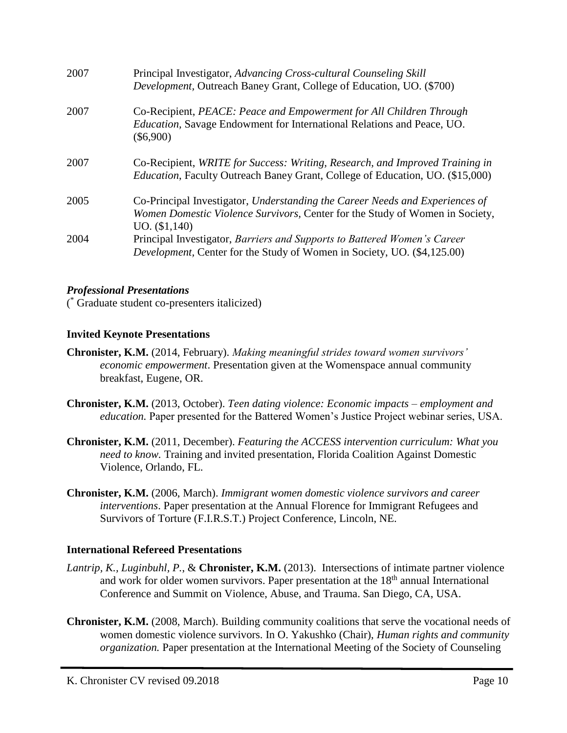2007 Principal Investigator, *Advancing Cross-cultural Counseling Skill Development,* Outreach Baney Grant, College of Education, UO. ($700)

2007 Co-Recipient, *PEACE: Peace and Empowerment for All Children Through Education,* Savage Endowment for International Relations and Peace, UO. ($6,900)

2007 Co-Recipient, *WRITE for Success: Writing, Research, and Improved Training in Education*, Faculty Outreach Baney Grant, College of Education, UO. ($15,000)

2005 Co-Principal Investigator, *Understanding the Career Needs and Experiences of Women Domestic Violence Survivors,* Center for the Study of Women in Society, UO. ($1,140)

2004 Principal Investigator, *Barriers and Supports to Battered Women's Career Development,* Center for the Study of Women in Society, UO. ($4,125.00)

***Professional Presentations***

(* Graduate student co-presenters italicized)

**Invited Keynote Presentations**

**Chronister, K.M.** (2014, February). *Making meaningful strides toward women survivors' economic empowerment*. Presentation given at the Womenspace annual community breakfast, Eugene, OR.

**Chronister, K.M.** (2013, October). *Teen dating violence: Economic impacts – employment and education.* Paper presented for the Battered Women's Justice Project webinar series, USA.

**Chronister, K.M.** (2011, December). *Featuring the ACCESS intervention curriculum: What you need to know.* Training and invited presentation, Florida Coalition Against Domestic Violence, Orlando, FL.

**Chronister, K.M.** (2006, March). *Immigrant women domestic violence survivors and career interventions*. Paper presentation at the Annual Florence for Immigrant Refugees and Survivors of Torture (F.I.R.S.T.) Project Conference, Lincoln, NE.

**International Refereed Presentations**

*Lantrip, K., Luginbuhl, P.,* & **Chronister, K.M.** (2013). Intersections of intimate partner violence and work for older women survivors. Paper presentation at the 18th annual International Conference and Summit on Violence, Abuse, and Trauma. San Diego, CA, USA.

**Chronister, K.M.** (2008, March). Building community coalitions that serve the vocational needs of women domestic violence survivors. In O. Yakushko (Chair), *Human rights and community organization.* Paper presentation at the International Meeting of the Society of Counseling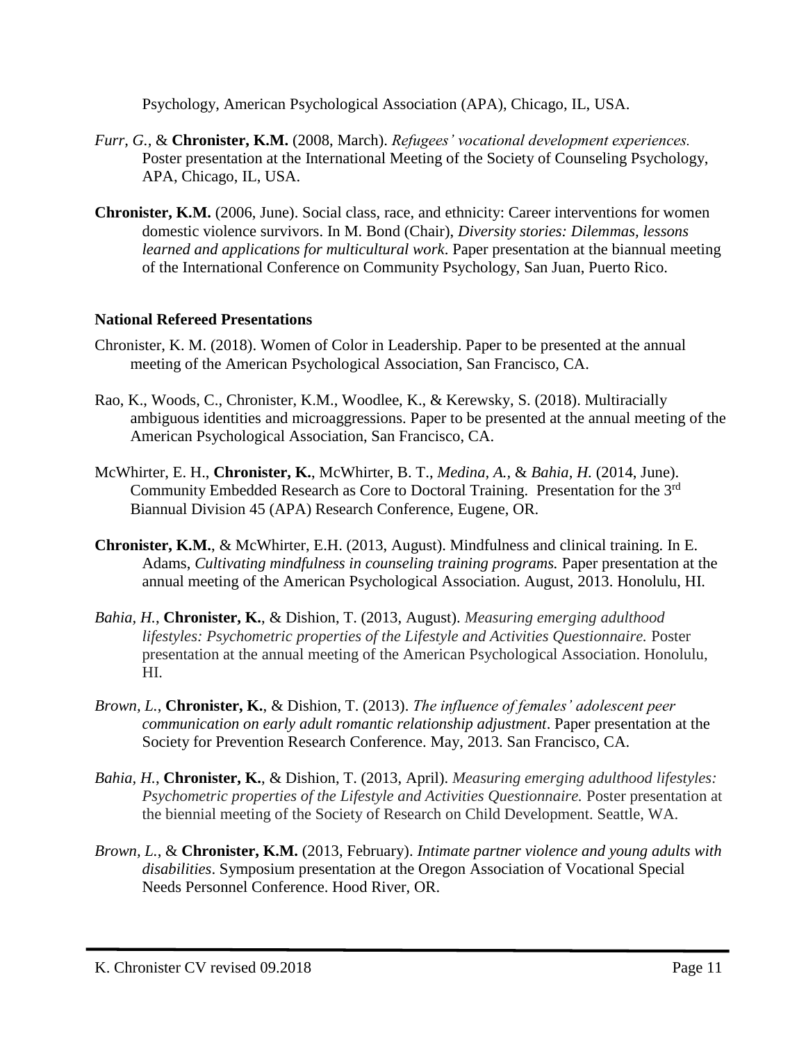Psychology, American Psychological Association (APA), Chicago, IL, USA.

*Furr, G.*, & **Chronister, K.M.** (2008, March). *Refugees' vocational development experiences.* Poster presentation at the International Meeting of the Society of Counseling Psychology, APA, Chicago, IL, USA.

**Chronister, K.M.** (2006, June). Social class, race, and ethnicity: Career interventions for women domestic violence survivors. In M. Bond (Chair), *Diversity stories: Dilemmas, lessons learned and applications for multicultural work*. Paper presentation at the biannual meeting of the International Conference on Community Psychology, San Juan, Puerto Rico.

**National Refereed Presentations**

Chronister, K. M. (2018). Women of Color in Leadership. Paper to be presented at the annual meeting of the American Psychological Association, San Francisco, CA.

Rao, K., Woods, C., Chronister, K.M., Woodlee, K., & Kerewsky, S. (2018). Multiracially ambiguous identities and microaggressions. Paper to be presented at the annual meeting of the American Psychological Association, San Francisco, CA.

McWhirter, E. H., **Chronister, K.**, McWhirter, B. T., *Medina, A.*, & *Bahia, H.* (2014, June). Community Embedded Research as Core to Doctoral Training. Presentation for the 3rd Biannual Division 45 (APA) Research Conference, Eugene, OR.

**Chronister, K.M.**, & McWhirter, E.H. (2013, August). Mindfulness and clinical training. In E. Adams, *Cultivating mindfulness in counseling training programs.* Paper presentation at the annual meeting of the American Psychological Association. August, 2013. Honolulu, HI.

*Bahia, H.*, **Chronister, K.**, & Dishion, T. (2013, August). *Measuring emerging adulthood lifestyles: Psychometric properties of the Lifestyle and Activities Questionnaire.* Poster presentation at the annual meeting of the American Psychological Association. Honolulu, HI.

*Brown, L.*, **Chronister, K.**, & Dishion, T. (2013). *The influence of females' adolescent peer communication on early adult romantic relationship adjustment*. Paper presentation at the Society for Prevention Research Conference. May, 2013. San Francisco, CA.

*Bahia, H.*, **Chronister, K.**, & Dishion, T. (2013, April). *Measuring emerging adulthood lifestyles: Psychometric properties of the Lifestyle and Activities Questionnaire.* Poster presentation at the biennial meeting of the Society of Research on Child Development. Seattle, WA.

*Brown, L.*, & **Chronister, K.M.** (2013, February). *Intimate partner violence and young adults with disabilities*. Symposium presentation at the Oregon Association of Vocational Special Needs Personnel Conference. Hood River, OR.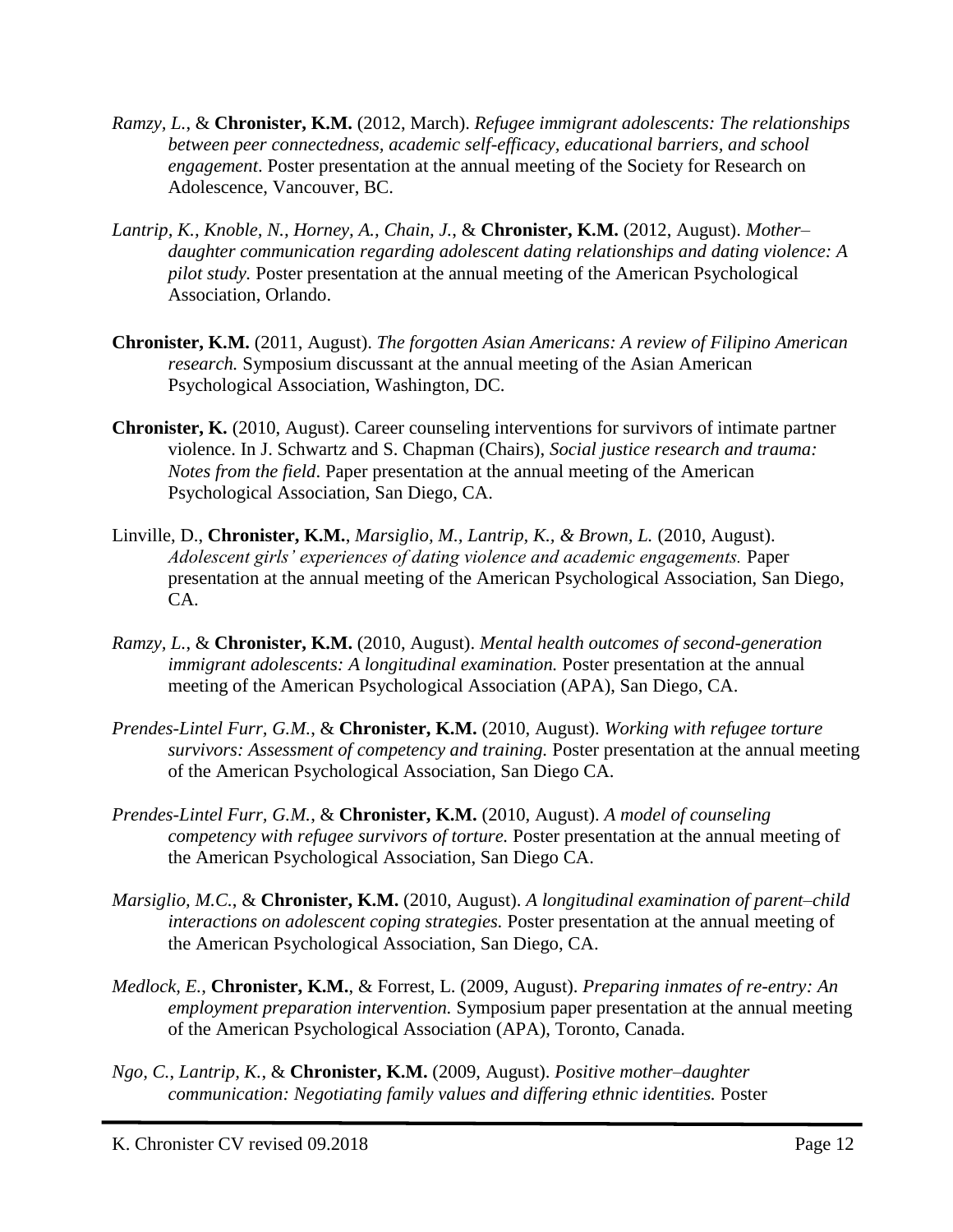*Ramzy, L.*, & **Chronister, K.M.** (2012, March). *Refugee immigrant adolescents: The relationships between peer connectedness, academic self-efficacy, educational barriers, and school engagement*. Poster presentation at the annual meeting of the Society for Research on Adolescence, Vancouver, BC.

*Lantrip, K., Knoble, N., Horney, A., Chain, J.*, & **Chronister, K.M.** (2012, August). *Mother–daughter communication regarding adolescent dating relationships and dating violence: A pilot study.* Poster presentation at the annual meeting of the American Psychological Association, Orlando.

**Chronister, K.M.** (2011, August). *The forgotten Asian Americans: A review of Filipino American research.* Symposium discussant at the annual meeting of the Asian American Psychological Association, Washington, DC.

**Chronister, K.** (2010, August). Career counseling interventions for survivors of intimate partner violence. In J. Schwartz and S. Chapman (Chairs), *Social justice research and trauma: Notes from the field*. Paper presentation at the annual meeting of the American Psychological Association, San Diego, CA.

Linville, D., **Chronister, K.M.**, *Marsiglio, M., Lantrip, K., & Brown, L.* (2010, August). *Adolescent girls' experiences of dating violence and academic engagements.* Paper presentation at the annual meeting of the American Psychological Association, San Diego, CA.

*Ramzy, L.*, & **Chronister, K.M.** (2010, August). *Mental health outcomes of second-generation immigrant adolescents: A longitudinal examination.* Poster presentation at the annual meeting of the American Psychological Association (APA), San Diego, CA.

*Prendes-Lintel Furr, G.M.*, & **Chronister, K.M.** (2010, August). *Working with refugee torture survivors: Assessment of competency and training.* Poster presentation at the annual meeting of the American Psychological Association, San Diego CA.

*Prendes-Lintel Furr, G.M.*, & **Chronister, K.M.** (2010, August). *A model of counseling competency with refugee survivors of torture.* Poster presentation at the annual meeting of the American Psychological Association, San Diego CA.

*Marsiglio, M.C.*, & **Chronister, K.M.** (2010, August). *A longitudinal examination of parent–child interactions on adolescent coping strategies.* Poster presentation at the annual meeting of the American Psychological Association, San Diego, CA.

*Medlock, E.*, **Chronister, K.M.**, & Forrest, L. (2009, August). *Preparing inmates of re-entry: An employment preparation intervention.* Symposium paper presentation at the annual meeting of the American Psychological Association (APA), Toronto, Canada.

*Ngo, C., Lantrip, K.*, & **Chronister, K.M.** (2009, August). *Positive mother–daughter communication: Negotiating family values and differing ethnic identities.* Poster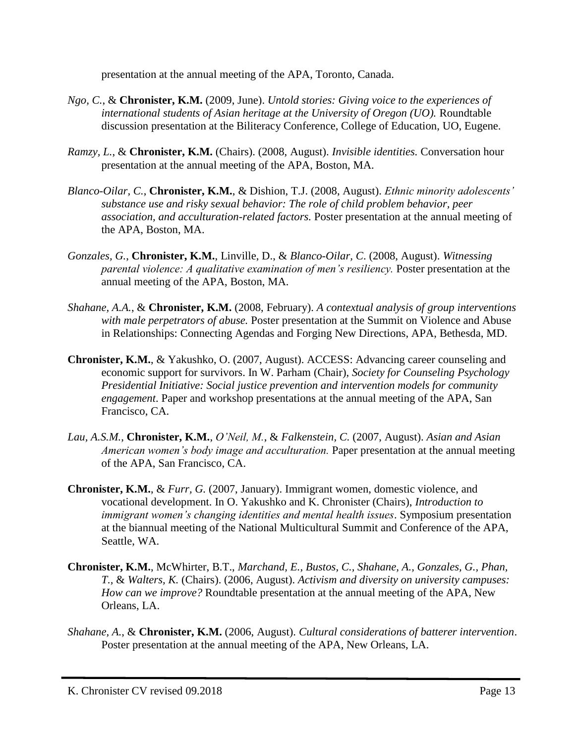presentation at the annual meeting of the APA, Toronto, Canada.

*Ngo, C.*, & **Chronister, K.M.** (2009, June). *Untold stories: Giving voice to the experiences of international students of Asian heritage at the University of Oregon (UO).* Roundtable discussion presentation at the Biliteracy Conference, College of Education, UO, Eugene.

*Ramzy, L.*, & **Chronister, K.M.** (Chairs). (2008, August). *Invisible identities.* Conversation hour presentation at the annual meeting of the APA, Boston, MA.

*Blanco-Oilar, C.*, **Chronister, K.M.**, & Dishion, T.J. (2008, August). *Ethnic minority adolescents' substance use and risky sexual behavior: The role of child problem behavior, peer association, and acculturation-related factors.* Poster presentation at the annual meeting of the APA, Boston, MA.

*Gonzales, G.*, **Chronister, K.M.**, Linville, D., & *Blanco-Oilar, C*. (2008, August). *Witnessing parental violence: A qualitative examination of men's resiliency.* Poster presentation at the annual meeting of the APA, Boston, MA.

*Shahane, A.A.*, & **Chronister, K.M.** (2008, February). *A contextual analysis of group interventions with male perpetrators of abuse.* Poster presentation at the Summit on Violence and Abuse in Relationships: Connecting Agendas and Forging New Directions, APA, Bethesda, MD.

**Chronister, K.M.**, & Yakushko, O. (2007, August). ACCESS: Advancing career counseling and economic support for survivors. In W. Parham (Chair), *Society for Counseling Psychology Presidential Initiative: Social justice prevention and intervention models for community engagement*. Paper and workshop presentations at the annual meeting of the APA, San Francisco, CA.

*Lau, A.S.M.*, **Chronister, K.M.**, *O'Neil, M.*, & *Falkenstein, C.* (2007, August). *Asian and Asian American women's body image and acculturation.* Paper presentation at the annual meeting of the APA, San Francisco, CA.

**Chronister, K.M.**, & *Furr, G.* (2007, January). Immigrant women, domestic violence, and vocational development. In O. Yakushko and K. Chronister (Chairs), *Introduction to immigrant women's changing identities and mental health issues*. Symposium presentation at the biannual meeting of the National Multicultural Summit and Conference of the APA, Seattle, WA.

**Chronister, K.M.**, McWhirter, B.T., *Marchand, E., Bustos, C., Shahane, A., Gonzales, G., Phan, T.,* & *Walters, K.* (Chairs). (2006, August). *Activism and diversity on university campuses: How can we improve?* Roundtable presentation at the annual meeting of the APA, New Orleans, LA.

*Shahane, A.*, & **Chronister, K.M.** (2006, August). *Cultural considerations of batterer intervention*. Poster presentation at the annual meeting of the APA, New Orleans, LA.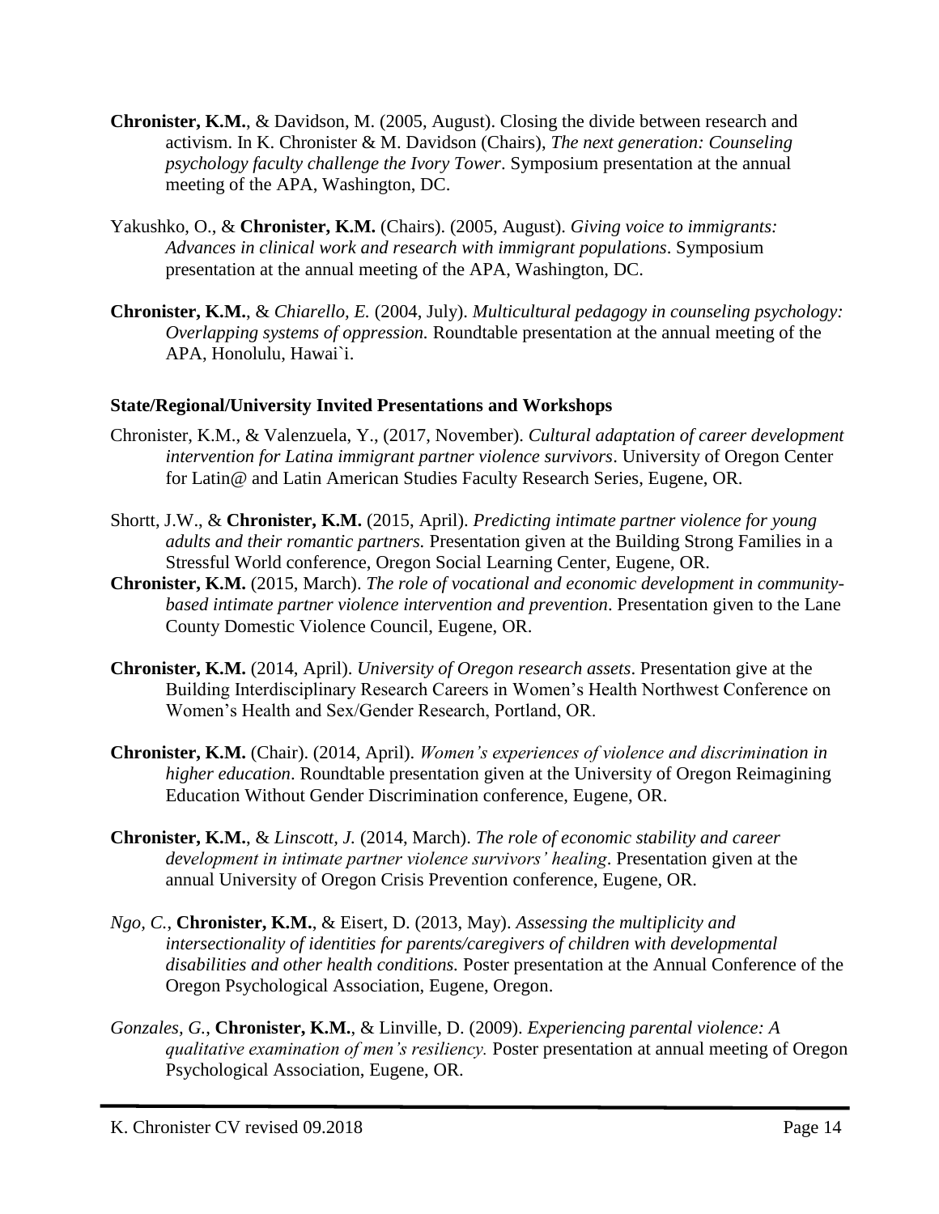**Chronister, K.M.**, & Davidson, M. (2005, August). Closing the divide between research and activism. In K. Chronister & M. Davidson (Chairs), *The next generation: Counseling psychology faculty challenge the Ivory Tower*. Symposium presentation at the annual meeting of the APA, Washington, DC.

Yakushko, O., & **Chronister, K.M.** (Chairs). (2005, August). *Giving voice to immigrants: Advances in clinical work and research with immigrant populations*. Symposium presentation at the annual meeting of the APA, Washington, DC.

**Chronister, K.M.**, & *Chiarello, E.* (2004, July). *Multicultural pedagogy in counseling psychology: Overlapping systems of oppression.* Roundtable presentation at the annual meeting of the APA, Honolulu, Hawai`i.

### State/Regional/University Invited Presentations and Workshops

Chronister, K.M., & Valenzuela, Y., (2017, November). *Cultural adaptation of career development intervention for Latina immigrant partner violence survivors*. University of Oregon Center for Latin@ and Latin American Studies Faculty Research Series, Eugene, OR.

Shortt, J.W., & **Chronister, K.M.** (2015, April). *Predicting intimate partner violence for young adults and their romantic partners.* Presentation given at the Building Strong Families in a Stressful World conference, Oregon Social Learning Center, Eugene, OR.

**Chronister, K.M.** (2015, March). *The role of vocational and economic development in community-based intimate partner violence intervention and prevention*. Presentation given to the Lane County Domestic Violence Council, Eugene, OR.

**Chronister, K.M.** (2014, April). *University of Oregon research assets*. Presentation give at the Building Interdisciplinary Research Careers in Women's Health Northwest Conference on Women's Health and Sex/Gender Research, Portland, OR.

**Chronister, K.M.** (Chair). (2014, April). *Women's experiences of violence and discrimination in higher education*. Roundtable presentation given at the University of Oregon Reimagining Education Without Gender Discrimination conference, Eugene, OR.

**Chronister, K.M.**, & *Linscott, J.* (2014, March). *The role of economic stability and career development in intimate partner violence survivors' healing*. Presentation given at the annual University of Oregon Crisis Prevention conference, Eugene, OR.

*Ngo, C.*, **Chronister, K.M.**, & Eisert, D. (2013, May). *Assessing the multiplicity and intersectionality of identities for parents/caregivers of children with developmental disabilities and other health conditions.* Poster presentation at the Annual Conference of the Oregon Psychological Association, Eugene, Oregon.

*Gonzales, G.*, **Chronister, K.M.**, & Linville, D. (2009). *Experiencing parental violence: A qualitative examination of men's resiliency.* Poster presentation at annual meeting of Oregon Psychological Association, Eugene, OR.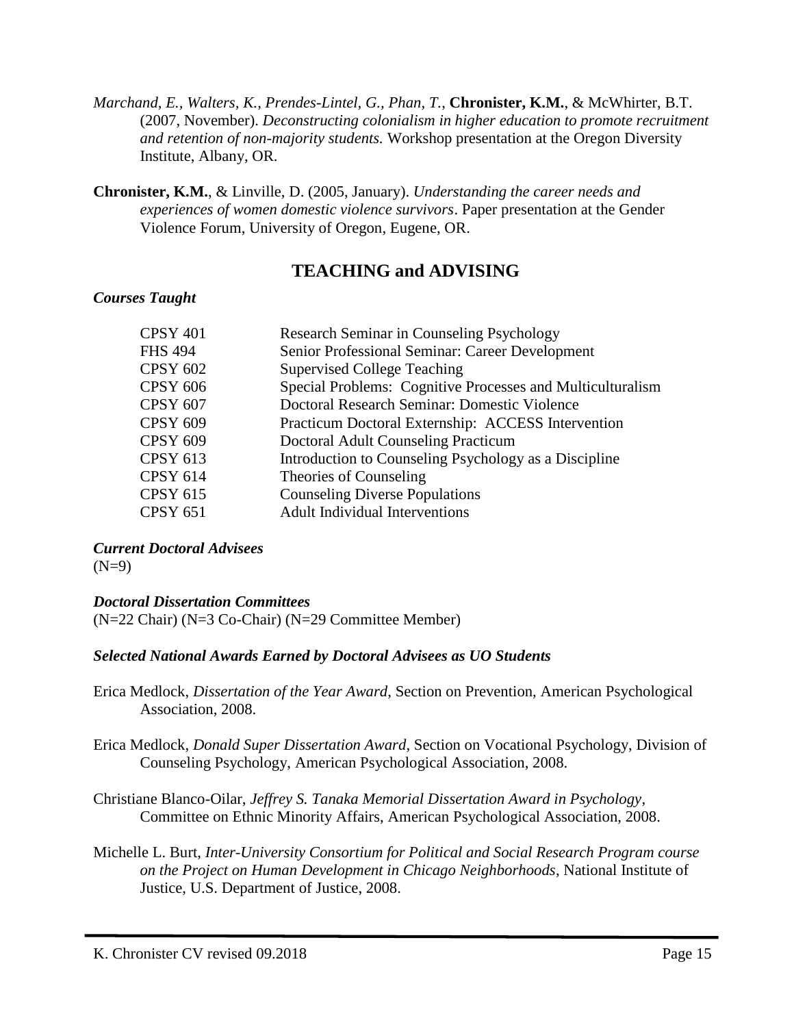*Marchand, E., Walters, K., Prendes-Lintel, G., Phan, T.*, **Chronister, K.M.**, & McWhirter, B.T. (2007, November). *Deconstructing colonialism in higher education to promote recruitment and retention of non-majority students.* Workshop presentation at the Oregon Diversity Institute, Albany, OR.

**Chronister, K.M.**, & Linville, D. (2005, January). *Understanding the career needs and experiences of women domestic violence survivors*. Paper presentation at the Gender Violence Forum, University of Oregon, Eugene, OR.

## TEACHING and ADVISING

***Courses Taught***

| | |
|---|---|
| CPSY 401 | Research Seminar in Counseling Psychology |
| FHS 494 | Senior Professional Seminar: Career Development |
| CPSY 602 | Supervised College Teaching |
| CPSY 606 | Special Problems: Cognitive Processes and Multiculturalism |
| CPSY 607 | Doctoral Research Seminar: Domestic Violence |
| CPSY 609 | Practicum Doctoral Externship: ACCESS Intervention |
| CPSY 609 | Doctoral Adult Counseling Practicum |
| CPSY 613 | Introduction to Counseling Psychology as a Discipline |
| CPSY 614 | Theories of Counseling |
| CPSY 615 | Counseling Diverse Populations |
| CPSY 651 | Adult Individual Interventions |

***Current Doctoral Advisees***
(N=9)

***Doctoral Dissertation Committees***
(N=22 Chair) (N=3 Co-Chair) (N=29 Committee Member)

***Selected National Awards Earned by Doctoral Advisees as UO Students***

Erica Medlock, *Dissertation of the Year Award*, Section on Prevention, American Psychological Association, 2008.

Erica Medlock, *Donald Super Dissertation Award*, Section on Vocational Psychology, Division of Counseling Psychology, American Psychological Association, 2008.

Christiane Blanco-Oilar, *Jeffrey S. Tanaka Memorial Dissertation Award in Psychology*, Committee on Ethnic Minority Affairs, American Psychological Association, 2008.

Michelle L. Burt, *Inter-University Consortium for Political and Social Research Program course on the Project on Human Development in Chicago Neighborhoods*, National Institute of Justice, U.S. Department of Justice, 2008.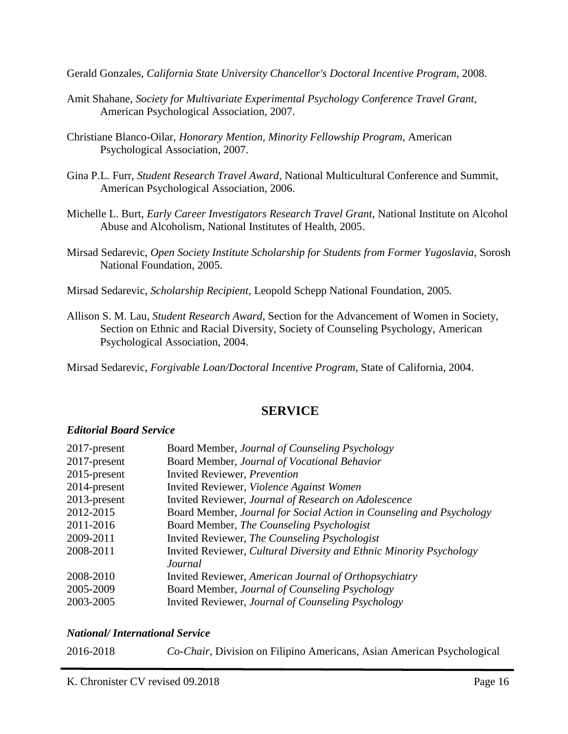Gerald Gonzales, *California State University Chancellor's Doctoral Incentive Program*, 2008.

Amit Shahane, *Society for Multivariate Experimental Psychology Conference Travel Grant*, American Psychological Association, 2007.

Christiane Blanco-Oilar, *Honorary Mention, Minority Fellowship Program*, American Psychological Association, 2007.

Gina P.L. Furr, *Student Research Travel Award*, National Multicultural Conference and Summit, American Psychological Association, 2006.

Michelle L. Burt, *Early Career Investigators Research Travel Grant*, National Institute on Alcohol Abuse and Alcoholism, National Institutes of Health, 2005.

Mirsad Sedarevic, *Open Society Institute Scholarship for Students from Former Yugoslavia*, Sorosh National Foundation, 2005.

Mirsad Sedarevic, *Scholarship Recipient*, Leopold Schepp National Foundation, 2005.

Allison S. M. Lau, *Student Research Award*, Section for the Advancement of Women in Society, Section on Ethnic and Racial Diversity, Society of Counseling Psychology, American Psychological Association, 2004.

Mirsad Sedarevic, *Forgivable Loan/Doctoral Incentive Program*, State of California, 2004.

## SERVICE

### *Editorial Board Service*

| | |
|---|---|
| 2017-present | Board Member, *Journal of Counseling Psychology* |
| 2017-present | Board Member, *Journal of Vocational Behavior* |
| 2015-present | Invited Reviewer, *Prevention* |
| 2014-present | Invited Reviewer, *Violence Against Women* |
| 2013-present | Invited Reviewer, *Journal of Research on Adolescence* |
| 2012-2015 | Board Member, *Journal for Social Action in Counseling and Psychology* |
| 2011-2016 | Board Member, *The Counseling Psychologist* |
| 2009-2011 | Invited Reviewer, *The Counseling Psychologist* |
| 2008-2011 | Invited Reviewer, *Cultural Diversity and Ethnic Minority Psychology Journal* |
| 2008-2010 | Invited Reviewer, *American Journal of Orthopsychiatry* |
| 2005-2009 | Board Member, *Journal of Counseling Psychology* |
| 2003-2005 | Invited Reviewer, *Journal of Counseling Psychology* |

### *National/ International Service*

2016-2018 *Co-Chair*, Division on Filipino Americans, Asian American Psychological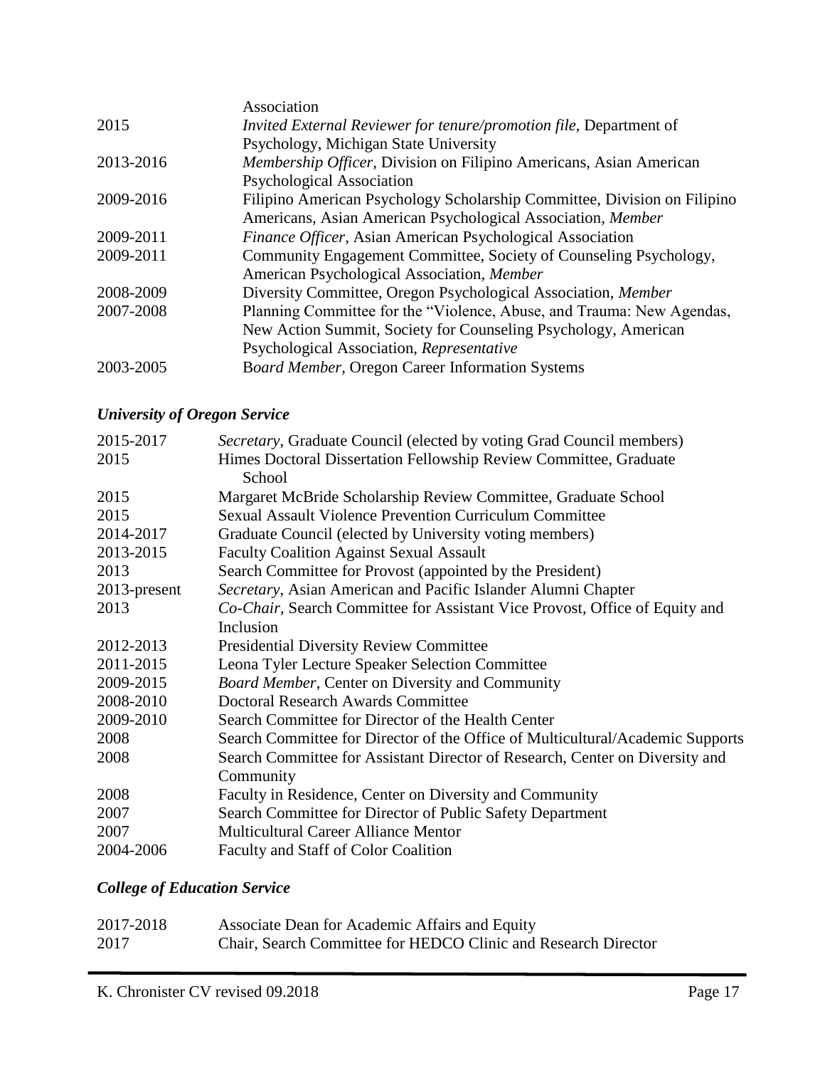| | |
|---|---|
| | Association |
| 2015 | *Invited External Reviewer for tenure/promotion file*, Department of Psychology, Michigan State University |
| 2013-2016 | *Membership Officer*, Division on Filipino Americans, Asian American Psychological Association |
| 2009-2016 | Filipino American Psychology Scholarship Committee, Division on Filipino Americans, Asian American Psychological Association, *Member* |
| 2009-2011 | *Finance Officer*, Asian American Psychological Association |
| 2009-2011 | Community Engagement Committee, Society of Counseling Psychology, American Psychological Association, *Member* |
| 2008-2009 | Diversity Committee, Oregon Psychological Association, *Member* |
| 2007-2008 | Planning Committee for the "Violence, Abuse, and Trauma: New Agendas, New Action Summit, Society for Counseling Psychology, American Psychological Association, *Representative* |
| 2003-2005 | B*oard Member,* Oregon Career Information Systems |

### *University of Oregon Service*

| | |
|---|---|
| 2015-2017 | *Secretary*, Graduate Council (elected by voting Grad Council members) |
| 2015 | Himes Doctoral Dissertation Fellowship Review Committee, Graduate School |
| 2015 | Margaret McBride Scholarship Review Committee, Graduate School |
| 2015 | Sexual Assault Violence Prevention Curriculum Committee |
| 2014-2017 | Graduate Council (elected by University voting members) |
| 2013-2015 | Faculty Coalition Against Sexual Assault |
| 2013 | Search Committee for Provost (appointed by the President) |
| 2013-present | *Secretary*, Asian American and Pacific Islander Alumni Chapter |
| 2013 | *Co-Chair*, Search Committee for Assistant Vice Provost, Office of Equity and Inclusion |
| 2012-2013 | Presidential Diversity Review Committee |
| 2011-2015 | Leona Tyler Lecture Speaker Selection Committee |
| 2009-2015 | *Board Member*, Center on Diversity and Community |
| 2008-2010 | Doctoral Research Awards Committee |
| 2009-2010 | Search Committee for Director of the Health Center |
| 2008 | Search Committee for Director of the Office of Multicultural/Academic Supports |
| 2008 | Search Committee for Assistant Director of Research, Center on Diversity and Community |
| 2008 | Faculty in Residence, Center on Diversity and Community |
| 2007 | Search Committee for Director of Public Safety Department |
| 2007 | Multicultural Career Alliance Mentor |
| 2004-2006 | Faculty and Staff of Color Coalition |

### *College of Education Service*

| | |
|---|---|
| 2017-2018 | Associate Dean for Academic Affairs and Equity |
| 2017 | Chair, Search Committee for HEDCO Clinic and Research Director |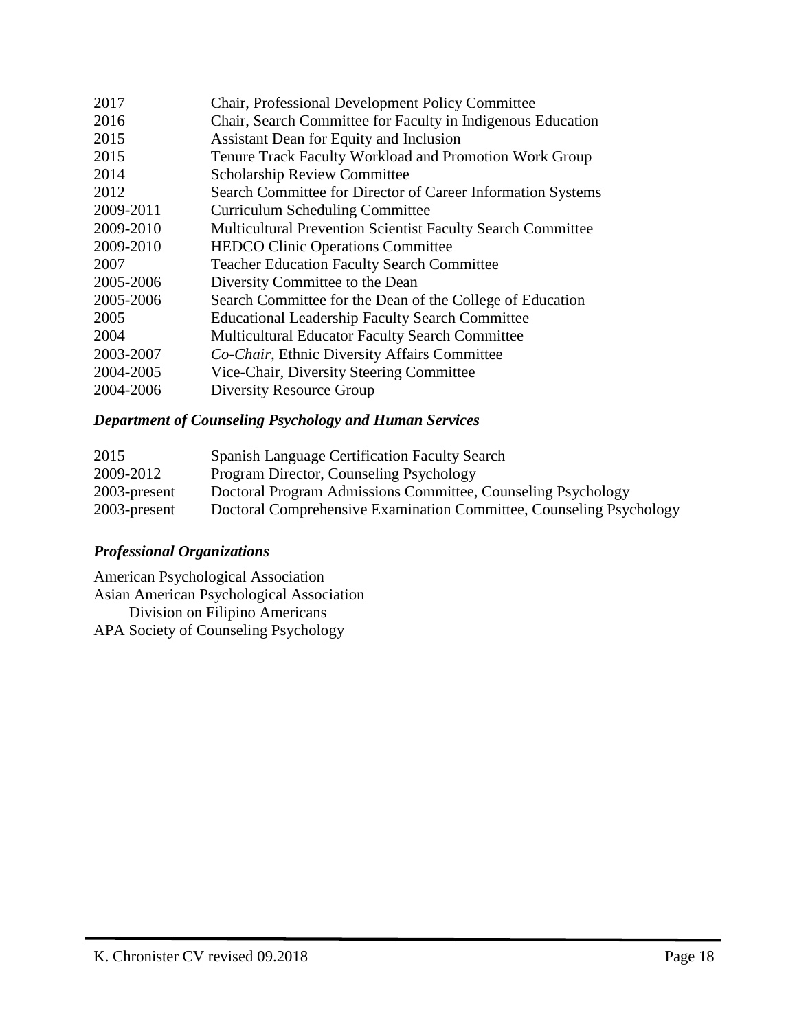| | |
|---|---|
| 2017 | Chair, Professional Development Policy Committee |
| 2016 | Chair, Search Committee for Faculty in Indigenous Education |
| 2015 | Assistant Dean for Equity and Inclusion |
| 2015 | Tenure Track Faculty Workload and Promotion Work Group |
| 2014 | Scholarship Review Committee |
| 2012 | Search Committee for Director of Career Information Systems |
| 2009-2011 | Curriculum Scheduling Committee |
| 2009-2010 | Multicultural Prevention Scientist Faculty Search Committee |
| 2009-2010 | HEDCO Clinic Operations Committee |
| 2007 | Teacher Education Faculty Search Committee |
| 2005-2006 | Diversity Committee to the Dean |
| 2005-2006 | Search Committee for the Dean of the College of Education |
| 2005 | Educational Leadership Faculty Search Committee |
| 2004 | Multicultural Educator Faculty Search Committee |
| 2003-2007 | *Co-Chair*, Ethnic Diversity Affairs Committee |
| 2004-2005 | Vice-Chair, Diversity Steering Committee |
| 2004-2006 | Diversity Resource Group |

### *Department of Counseling Psychology and Human Services*

| | |
|---|---|
| 2015 | Spanish Language Certification Faculty Search |
| 2009-2012 | Program Director, Counseling Psychology |
| 2003-present | Doctoral Program Admissions Committee, Counseling Psychology |
| 2003-present | Doctoral Comprehensive Examination Committee, Counseling Psychology |

### *Professional Organizations*

American Psychological Association
Asian American Psychological Association
 Division on Filipino Americans
APA Society of Counseling Psychology